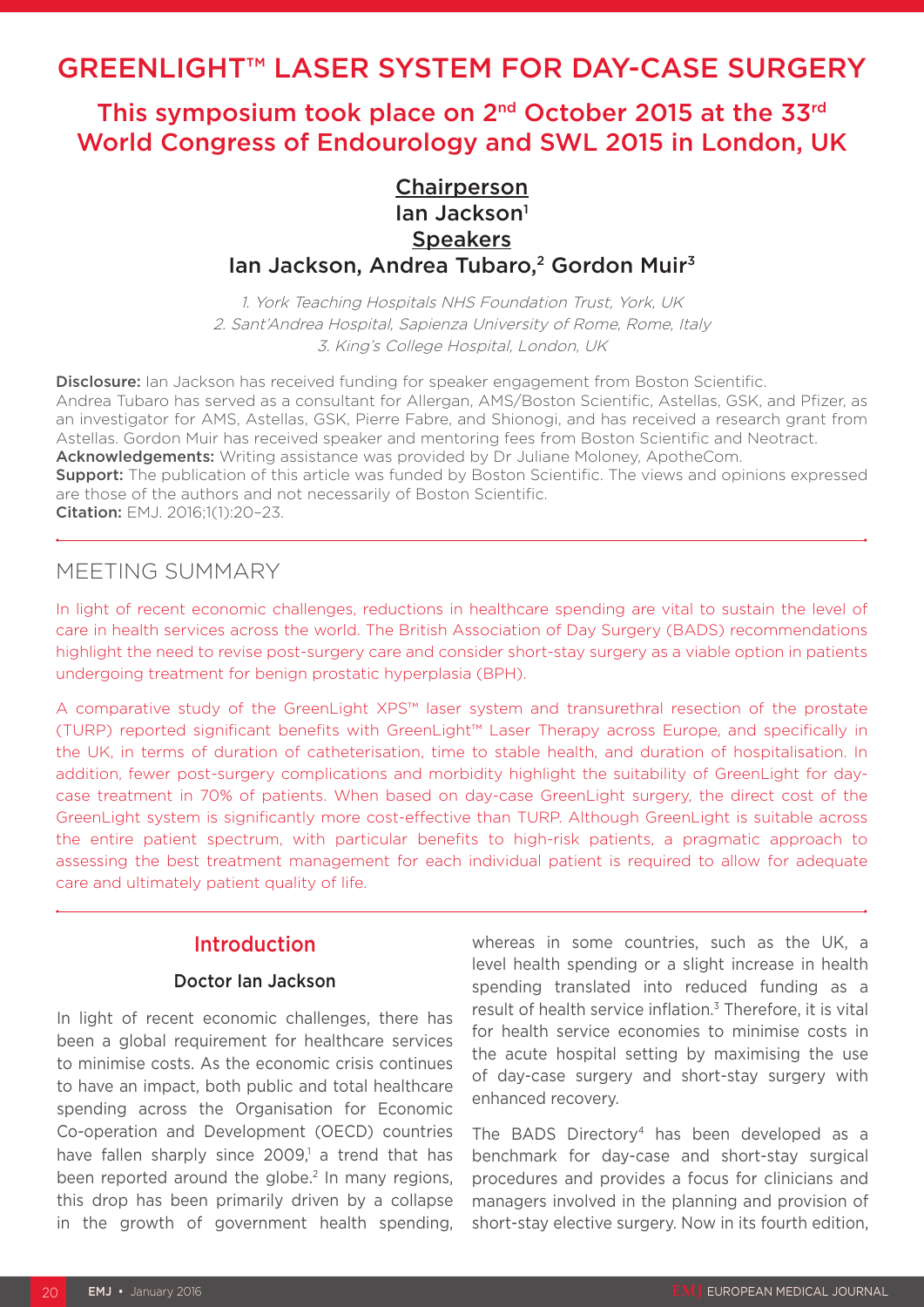# GREENLIGHT™ LASER SYSTEM FOR DAY-CASE SURGERY

## This symposium took place on 2nd October 2015 at the 33rd World Congress of Endourology and SWL 2015 in London, UK

**Chairperson**
Ian Jackson[1]
**Speakers**
Ian Jackson, Andrea Tubaro,[2] Gordon Muir[3]

*1. York Teaching Hospitals NHS Foundation Trust, York, UK*
*2. Sant'Andrea Hospital, Sapienza University of Rome, Rome, Italy*
*3. King's College Hospital, London, UK*

**Disclosure:** Ian Jackson has received funding for speaker engagement from Boston Scientific. Andrea Tubaro has served as a consultant for Allergan, AMS/Boston Scientific, Astellas, GSK, and Pfizer, as an investigator for AMS, Astellas, GSK, Pierre Fabre, and Shionogi, and has received a research grant from Astellas. Gordon Muir has received speaker and mentoring fees from Boston Scientific and Neotract.
**Acknowledgements:** Writing assistance was provided by Dr Juliane Moloney, ApotheCom.
**Support:** The publication of this article was funded by Boston Scientific. The views and opinions expressed are those of the authors and not necessarily of Boston Scientific.
**Citation:** EMJ. 2016;1(1):20–23.

## MEETING SUMMARY

In light of recent economic challenges, reductions in healthcare spending are vital to sustain the level of care in health services across the world. The British Association of Day Surgery (BADS) recommendations highlight the need to revise post-surgery care and consider short-stay surgery as a viable option in patients undergoing treatment for benign prostatic hyperplasia (BPH).

A comparative study of the GreenLight XPS™ laser system and transurethral resection of the prostate (TURP) reported significant benefits with GreenLight™ Laser Therapy across Europe, and specifically in the UK, in terms of duration of catheterisation, time to stable health, and duration of hospitalisation. In addition, fewer post-surgery complications and morbidity highlight the suitability of GreenLight for day-case treatment in 70% of patients. When based on day-case GreenLight surgery, the direct cost of the GreenLight system is significantly more cost-effective than TURP. Although GreenLight is suitable across the entire patient spectrum, with particular benefits to high-risk patients, a pragmatic approach to assessing the best treatment management for each individual patient is required to allow for adequate care and ultimately patient quality of life.

## Introduction

### Doctor Ian Jackson

In light of recent economic challenges, there has been a global requirement for healthcare services to minimise costs. As the economic crisis continues to have an impact, both public and total healthcare spending across the Organisation for Economic Co-operation and Development (OECD) countries have fallen sharply since 2009,[1] a trend that has been reported around the globe.[2] In many regions, this drop has been primarily driven by a collapse in the growth of government health spending, whereas in some countries, such as the UK, a level health spending or a slight increase in health spending translated into reduced funding as a result of health service inflation.[3] Therefore, it is vital for health service economies to minimise costs in the acute hospital setting by maximising the use of day-case surgery and short-stay surgery with enhanced recovery.

The BADS Directory[4] has been developed as a benchmark for day-case and short-stay surgical procedures and provides a focus for clinicians and managers involved in the planning and provision of short-stay elective surgery. Now in its fourth edition,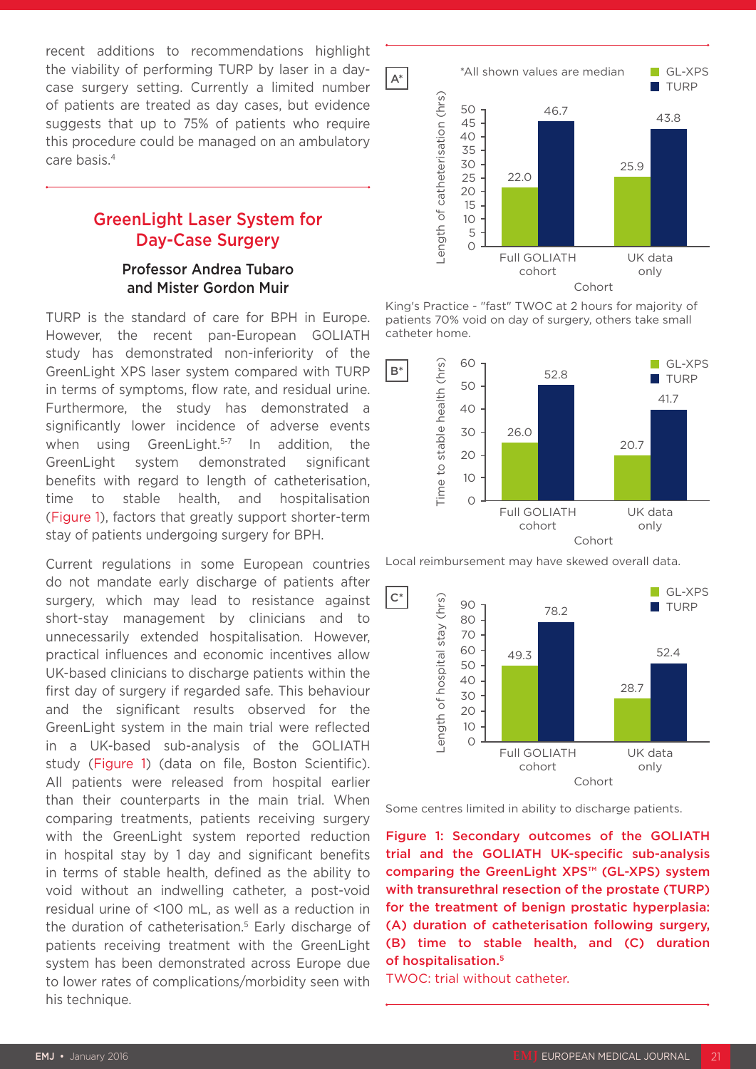recent additions to recommendations highlight the viability of performing TURP by laser in a day-case surgery setting. Currently a limited number of patients are treated as day cases, but evidence suggests that up to 75% of patients who require this procedure could be managed on an ambulatory care basis.[4]

## GreenLight Laser System for Day-Case Surgery

### Professor Andrea Tubaro and Mister Gordon Muir

TURP is the standard of care for BPH in Europe. However, the recent pan-European GOLIATH study has demonstrated non-inferiority of the GreenLight XPS laser system compared with TURP in terms of symptoms, flow rate, and residual urine. Furthermore, the study has demonstrated a significantly lower incidence of adverse events when using GreenLight.[5-7] In addition, the GreenLight system demonstrated significant benefits with regard to length of catheterisation, time to stable health, and hospitalisation (Figure 1), factors that greatly support shorter-term stay of patients undergoing surgery for BPH.

Current regulations in some European countries do not mandate early discharge of patients after surgery, which may lead to resistance against short-stay management by clinicians and to unnecessarily extended hospitalisation. However, practical influences and economic incentives allow UK-based clinicians to discharge patients within the first day of surgery if regarded safe. This behaviour and the significant results observed for the GreenLight system in the main trial were reflected in a UK-based sub-analysis of the GOLIATH study (Figure 1) (data on file, Boston Scientific). All patients were released from hospital earlier than their counterparts in the main trial. When comparing treatments, patients receiving surgery with the GreenLight system reported reduction in hospital stay by 1 day and significant benefits in terms of stable health, defined as the ability to void without an indwelling catheter, a post-void residual urine of <100 mL, as well as a reduction in the duration of catheterisation.[5] Early discharge of patients receiving treatment with the GreenLight system has been demonstrated across Europe due to lower rates of complications/morbidity seen with his technique.

**A***

*All shown values are median

Length of catheterisation (hrs)

| Cohort | GL-XPS | TURP |
|---|---|---|
| Full GOLIATH cohort | 22.0 | 46.7 |
| UK data only | 25.9 | 43.8 |

King's Practice - "fast" TWOC at 2 hours for majority of patients 70% void on day of surgery, others take small catheter home.

**B***

Time to stable health (hrs)

| Cohort | GL-XPS | TURP |
|---|---|---|
| Full GOLIATH cohort | 26.0 | 52.8 |
| UK data only | 20.7 | 41.7 |

Local reimbursement may have skewed overall data.

**C***

Length of hospital stay (hrs)

| Cohort | GL-XPS | TURP |
|---|---|---|
| Full GOLIATH cohort | 49.3 | 78.2 |
| UK data only | 28.7 | 52.4 |

Some centres limited in ability to discharge patients.

**Figure 1: Secondary outcomes of the GOLIATH trial and the GOLIATH UK-specific sub-analysis comparing the GreenLight XPS™ (GL-XPS) system with transurethral resection of the prostate (TURP) for the treatment of benign prostatic hyperplasia: (A) duration of catheterisation following surgery, (B) time to stable health, and (C) duration of hospitalisation.[5]**

TWOC: trial without catheter.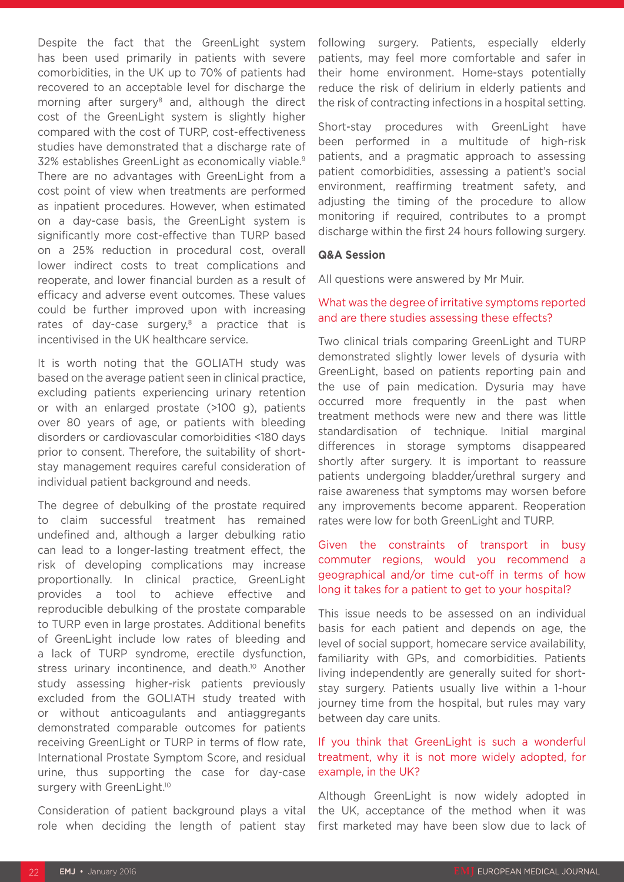Despite the fact that the GreenLight system has been used primarily in patients with severe comorbidities, in the UK up to 70% of patients had recovered to an acceptable level for discharge the morning after surgery[8] and, although the direct cost of the GreenLight system is slightly higher compared with the cost of TURP, cost-effectiveness studies have demonstrated that a discharge rate of 32% establishes GreenLight as economically viable.[9] There are no advantages with GreenLight from a cost point of view when treatments are performed as inpatient procedures. However, when estimated on a day-case basis, the GreenLight system is significantly more cost-effective than TURP based on a 25% reduction in procedural cost, overall lower indirect costs to treat complications and reoperate, and lower financial burden as a result of efficacy and adverse event outcomes. These values could be further improved upon with increasing rates of day-case surgery,[8] a practice that is incentivised in the UK healthcare service.

It is worth noting that the GOLIATH study was based on the average patient seen in clinical practice, excluding patients experiencing urinary retention or with an enlarged prostate (>100 g), patients over 80 years of age, or patients with bleeding disorders or cardiovascular comorbidities <180 days prior to consent. Therefore, the suitability of short-stay management requires careful consideration of individual patient background and needs.

The degree of debulking of the prostate required to claim successful treatment has remained undefined and, although a larger debulking ratio can lead to a longer-lasting treatment effect, the risk of developing complications may increase proportionally. In clinical practice, GreenLight provides a tool to achieve effective and reproducible debulking of the prostate comparable to TURP even in large prostates. Additional benefits of GreenLight include low rates of bleeding and a lack of TURP syndrome, erectile dysfunction, stress urinary incontinence, and death.[10] Another study assessing higher-risk patients previously excluded from the GOLIATH study treated with or without anticoagulants and antiaggregants demonstrated comparable outcomes for patients receiving GreenLight or TURP in terms of flow rate, International Prostate Symptom Score, and residual urine, thus supporting the case for day-case surgery with GreenLight.[10]

Consideration of patient background plays a vital role when deciding the length of patient stay following surgery. Patients, especially elderly patients, may feel more comfortable and safer in their home environment. Home-stays potentially reduce the risk of delirium in elderly patients and the risk of contracting infections in a hospital setting.

Short-stay procedures with GreenLight have been performed in a multitude of high-risk patients, and a pragmatic approach to assessing patient comorbidities, assessing a patient's social environment, reaffirming treatment safety, and adjusting the timing of the procedure to allow monitoring if required, contributes to a prompt discharge within the first 24 hours following surgery.

**Q&A Session**

All questions were answered by Mr Muir.

What was the degree of irritative symptoms reported and are there studies assessing these effects?

Two clinical trials comparing GreenLight and TURP demonstrated slightly lower levels of dysuria with GreenLight, based on patients reporting pain and the use of pain medication. Dysuria may have occurred more frequently in the past when treatment methods were new and there was little standardisation of technique. Initial marginal differences in storage symptoms disappeared shortly after surgery. It is important to reassure patients undergoing bladder/urethral surgery and raise awareness that symptoms may worsen before any improvements become apparent. Reoperation rates were low for both GreenLight and TURP.

Given the constraints of transport in busy commuter regions, would you recommend a geographical and/or time cut-off in terms of how long it takes for a patient to get to your hospital?

This issue needs to be assessed on an individual basis for each patient and depends on age, the level of social support, homecare service availability, familiarity with GPs, and comorbidities. Patients living independently are generally suited for short-stay surgery. Patients usually live within a 1-hour journey time from the hospital, but rules may vary between day care units.

If you think that GreenLight is such a wonderful treatment, why it is not more widely adopted, for example, in the UK?

Although GreenLight is now widely adopted in the UK, acceptance of the method when it was first marketed may have been slow due to lack of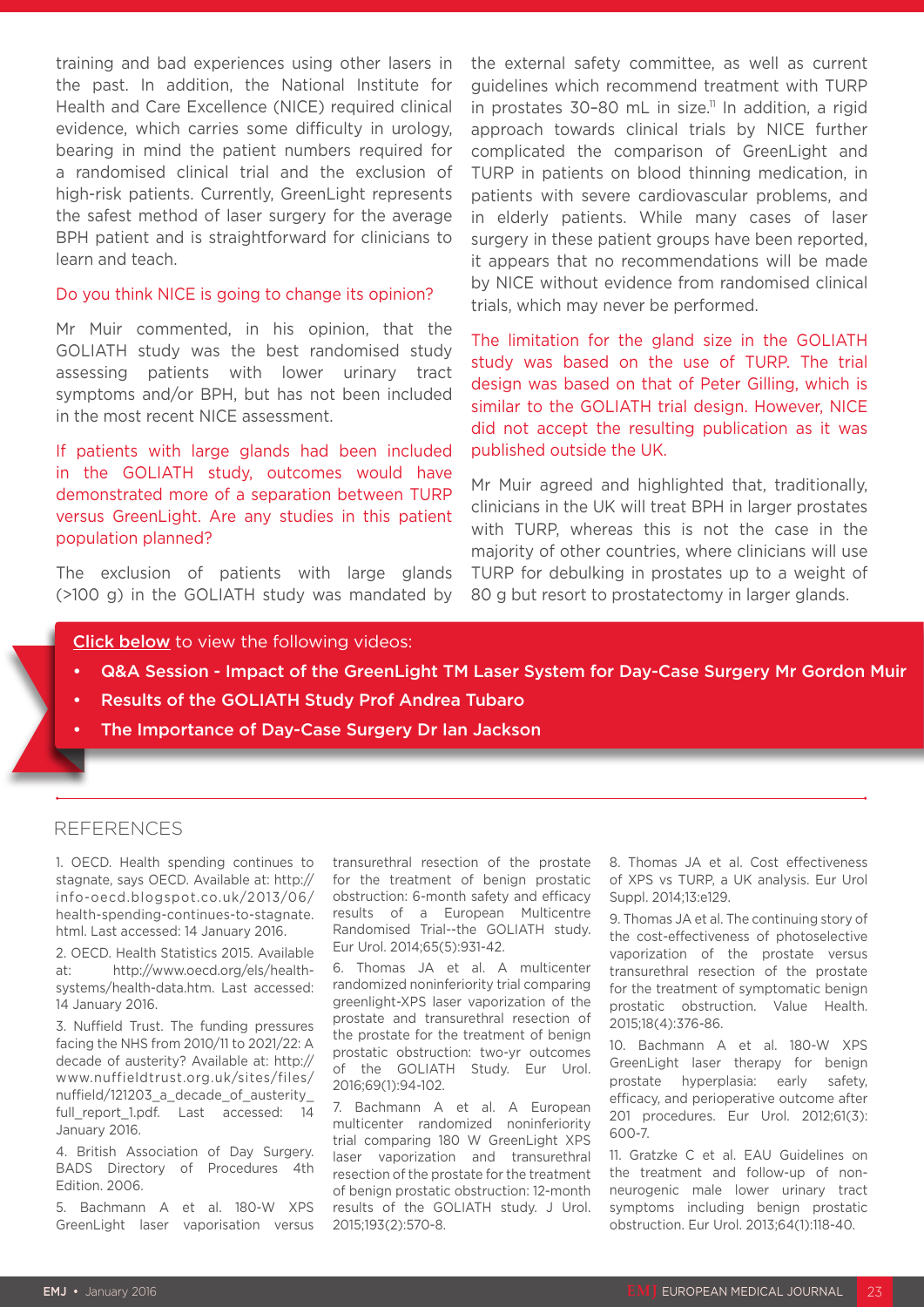training and bad experiences using other lasers in the past. In addition, the National Institute for Health and Care Excellence (NICE) required clinical evidence, which carries some difficulty in urology, bearing in mind the patient numbers required for a randomised clinical trial and the exclusion of high-risk patients. Currently, GreenLight represents the safest method of laser surgery for the average BPH patient and is straightforward for clinicians to learn and teach.

**Do you think NICE is going to change its opinion?**

Mr Muir commented, in his opinion, that the GOLIATH study was the best randomised study assessing patients with lower urinary tract symptoms and/or BPH, but has not been included in the most recent NICE assessment.

**If patients with large glands had been included in the GOLIATH study, outcomes would have demonstrated more of a separation between TURP versus GreenLight. Are any studies in this patient population planned?**

The exclusion of patients with large glands (>100 g) in the GOLIATH study was mandated by the external safety committee, as well as current guidelines which recommend treatment with TURP in prostates 30–80 mL in size.[11] In addition, a rigid approach towards clinical trials by NICE further complicated the comparison of GreenLight and TURP in patients on blood thinning medication, in patients with severe cardiovascular problems, and in elderly patients. While many cases of laser surgery in these patient groups have been reported, it appears that no recommendations will be made by NICE without evidence from randomised clinical trials, which may never be performed.

**The limitation for the gland size in the GOLIATH study was based on the use of TURP. The trial design was based on that of Peter Gilling, which is similar to the GOLIATH trial design. However, NICE did not accept the resulting publication as it was published outside the UK.**

Mr Muir agreed and highlighted that, traditionally, clinicians in the UK will treat BPH in larger prostates with TURP, whereas this is not the case in the majority of other countries, where clinicians will use TURP for debulking in prostates up to a weight of 80 g but resort to prostatectomy in larger glands.

**Click below** to view the following videos:

- **Q&A Session - Impact of the GreenLight TM Laser System for Day-Case Surgery Mr Gordon Muir**
- **Results of the GOLIATH Study Prof Andrea Tubaro**
- **The Importance of Day-Case Surgery Dr Ian Jackson**

## REFERENCES

1. OECD. Health spending continues to stagnate, says OECD. Available at: http://info-oecd.blogspot.co.uk/2013/06/health-spending-continues-to-stagnate.html. Last accessed: 14 January 2016.

2. OECD. Health Statistics 2015. Available at: http://www.oecd.org/els/health-systems/health-data.htm. Last accessed: 14 January 2016.

3. Nuffield Trust. The funding pressures facing the NHS from 2010/11 to 2021/22: A decade of austerity? Available at: http://www.nuffieldtrust.org.uk/sites/files/nuffield/121203_a_decade_of_austerity_full_report_1.pdf. Last accessed: 14 January 2016.

4. British Association of Day Surgery. BADS Directory of Procedures 4th Edition. 2006.

5. Bachmann A et al. 180-W XPS GreenLight laser vaporisation versus transurethral resection of the prostate for the treatment of benign prostatic obstruction: 6-month safety and efficacy results of a European Multicentre Randomised Trial--the GOLIATH study. Eur Urol. 2014;65(5):931-42.

6. Thomas JA et al. A multicenter randomized noninferiority trial comparing greenlight-XPS laser vaporization of the prostate and transurethral resection of the prostate for the treatment of benign prostatic obstruction: two-yr outcomes of the GOLIATH Study. Eur Urol. 2016;69(1):94-102.

7. Bachmann A et al. A European multicenter randomized noninferiority trial comparing 180 W GreenLight XPS laser vaporization and transurethral resection of the prostate for the treatment of benign prostatic obstruction: 12-month results of the GOLIATH study. J Urol. 2015;193(2):570-8.

8. Thomas JA et al. Cost effectiveness of XPS vs TURP, a UK analysis. Eur Urol Suppl. 2014;13:e129.

9. Thomas JA et al. The continuing story of the cost-effectiveness of photoselective vaporization of the prostate versus transurethral resection of the prostate for the treatment of symptomatic benign prostatic obstruction. Value Health. 2015;18(4):376-86.

10. Bachmann A et al. 180-W XPS GreenLight laser therapy for benign prostate hyperplasia: early safety, efficacy, and perioperative outcome after 201 procedures. Eur Urol. 2012;61(3):600-7.

11. Gratzke C et al. EAU Guidelines on the treatment and follow-up of non-neurogenic male lower urinary tract symptoms including benign prostatic obstruction. Eur Urol. 2013;64(1):118-40.